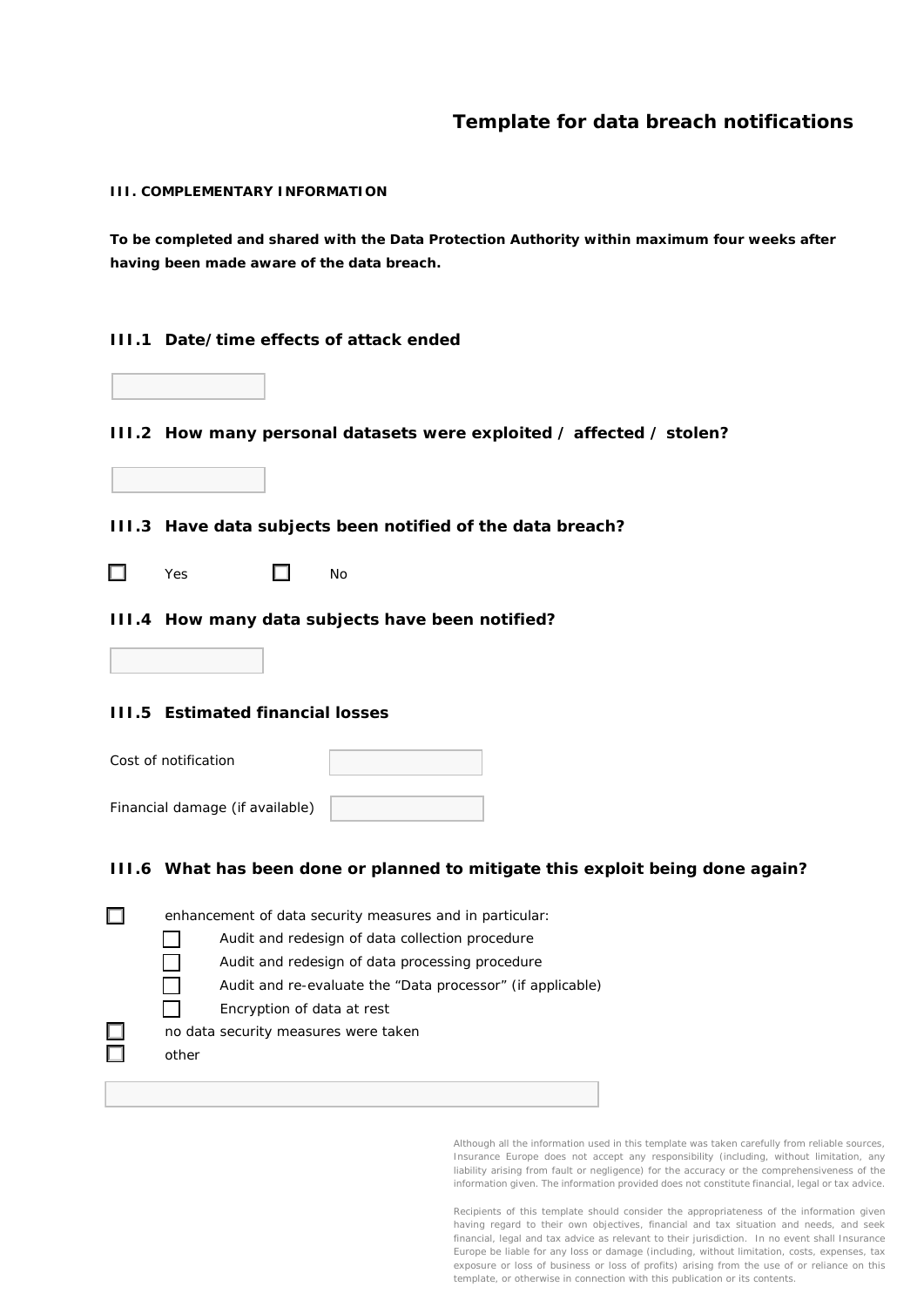# Template for data breach notifications

**III. COMPLEMENTARY INFORMATION**

**To be completed and shared with the Data Protection Authority within maximum four weeks after having been made aware of the data breach.**

### III.1 Date/time effects of attack ended

### III.2 How many personal datasets were exploited / affected / stolen?

### III.3 Have data subjects been notified of the data breach?

☐ Yes ☐ No

### III.4 How many data subjects have been notified?

### III.5 Estimated financial losses

Cost of notification

Financial damage (if available)

### III.6 What has been done or planned to mitigate this exploit being done again?

- ☐ enhancement of data security measures and in particular:
  - ☐ Audit and redesign of data collection procedure
  - ☐ Audit and redesign of data processing procedure
  - ☐ Audit and re-evaluate the "Data processor" (if applicable)
  - ☐ Encryption of data at rest
- ☐ no data security measures were taken
- ☐ other

Although all the information used in this template was taken carefully from reliable sources, Insurance Europe does not accept any responsibility (including, without limitation, any liability arising from fault or negligence) for the accuracy or the comprehensiveness of the information given. The information provided does not constitute financial, legal or tax advice.

Recipients of this template should consider the appropriateness of the information given having regard to their own objectives, financial and tax situation and needs, and seek financial, legal and tax advice as relevant to their jurisdiction. In no event shall Insurance Europe be liable for any loss or damage (including, without limitation, costs, expenses, tax exposure or loss of business or loss of profits) arising from the use of or reliance on this template, or otherwise in connection with this publication or its contents.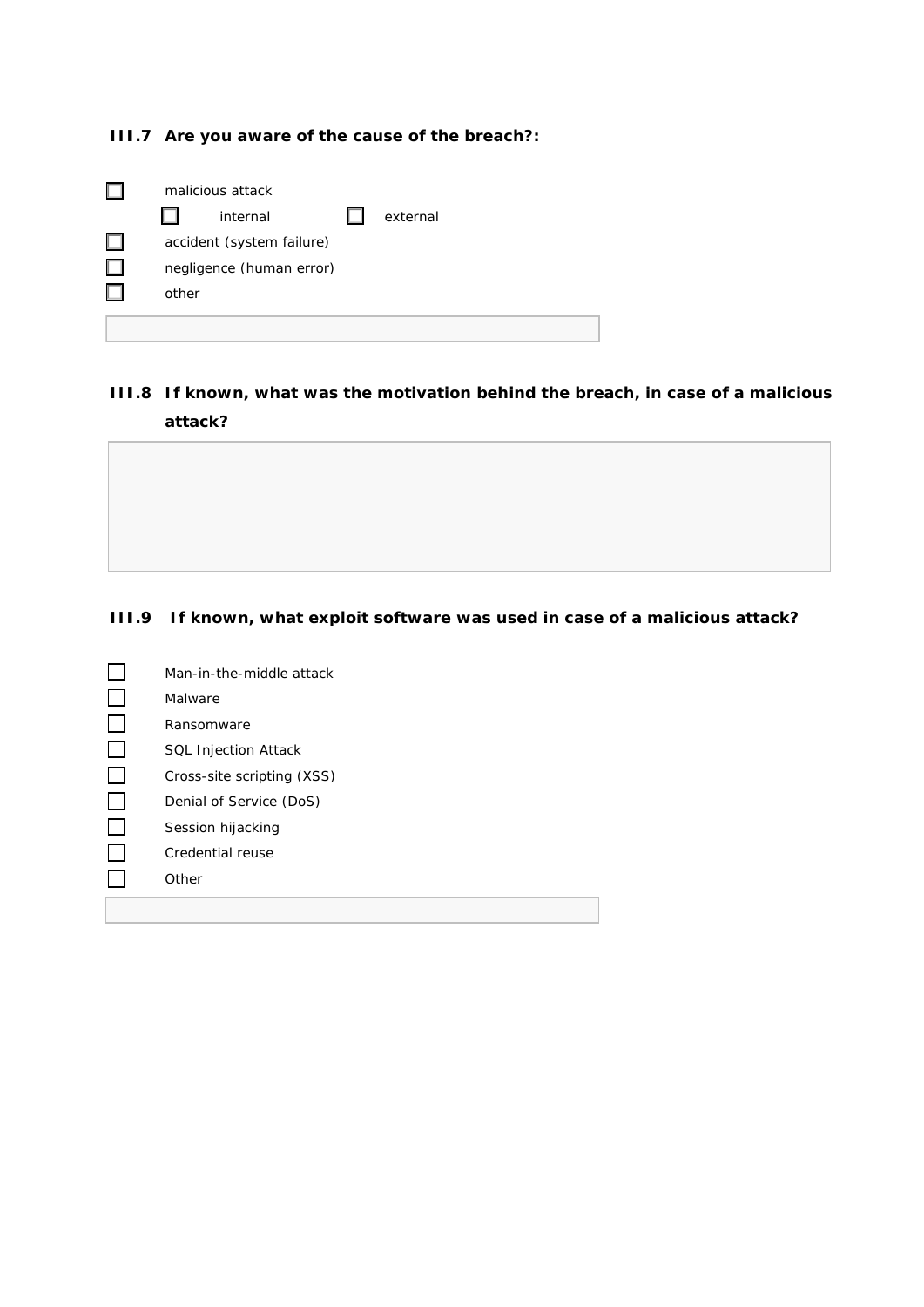### III.7 Are you aware of the cause of the breach?:

- ☐ malicious attack
  - ☐ internal ☐ external
- ☐ accident (system failure)
- ☐ negligence (human error)
- ☐ other

### III.8 If known, what was the motivation behind the breach, in case of a malicious attack?

### III.9 If known, what exploit software was used in case of a malicious attack?

- ☐ Man-in-the-middle attack
- ☐ Malware
- ☐ Ransomware
- ☐ SQL Injection Attack
- ☐ Cross-site scripting (XSS)
- ☐ Denial of Service (DoS)
- ☐ Session hijacking
- ☐ Credential reuse
- ☐ Other